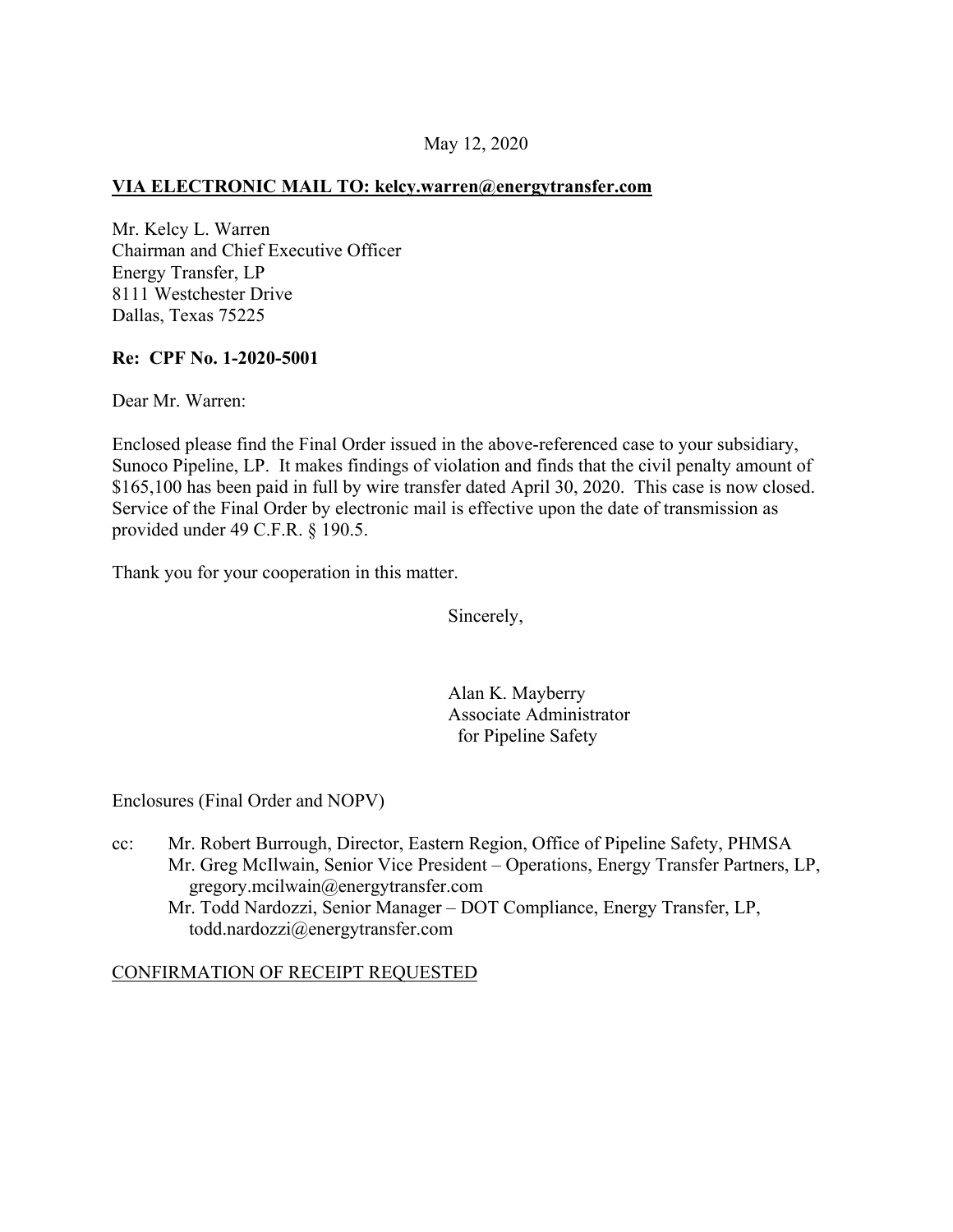May 12, 2020

**VIA ELECTRONIC MAIL TO: kelcy.warren@energytransfer.com**

Mr. Kelcy L. Warren
Chairman and Chief Executive Officer
Energy Transfer, LP
8111 Westchester Drive
Dallas, Texas 75225

**Re: CPF No. 1-2020-5001**

Dear Mr. Warren:

Enclosed please find the Final Order issued in the above-referenced case to your subsidiary, Sunoco Pipeline, LP. It makes findings of violation and finds that the civil penalty amount of $165,100 has been paid in full by wire transfer dated April 30, 2020. This case is now closed. Service of the Final Order by electronic mail is effective upon the date of transmission as provided under 49 C.F.R. § 190.5.

Thank you for your cooperation in this matter.

Sincerely,

Alan K. Mayberry
Associate Administrator
for Pipeline Safety

Enclosures (Final Order and NOPV)

cc: Mr. Robert Burrough, Director, Eastern Region, Office of Pipeline Safety, PHMSA
Mr. Greg McIlwain, Senior Vice President – Operations, Energy Transfer Partners, LP, gregory.mcilwain@energytransfer.com
Mr. Todd Nardozzi, Senior Manager – DOT Compliance, Energy Transfer, LP, todd.nardozzi@energytransfer.com

CONFIRMATION OF RECEIPT REQUESTED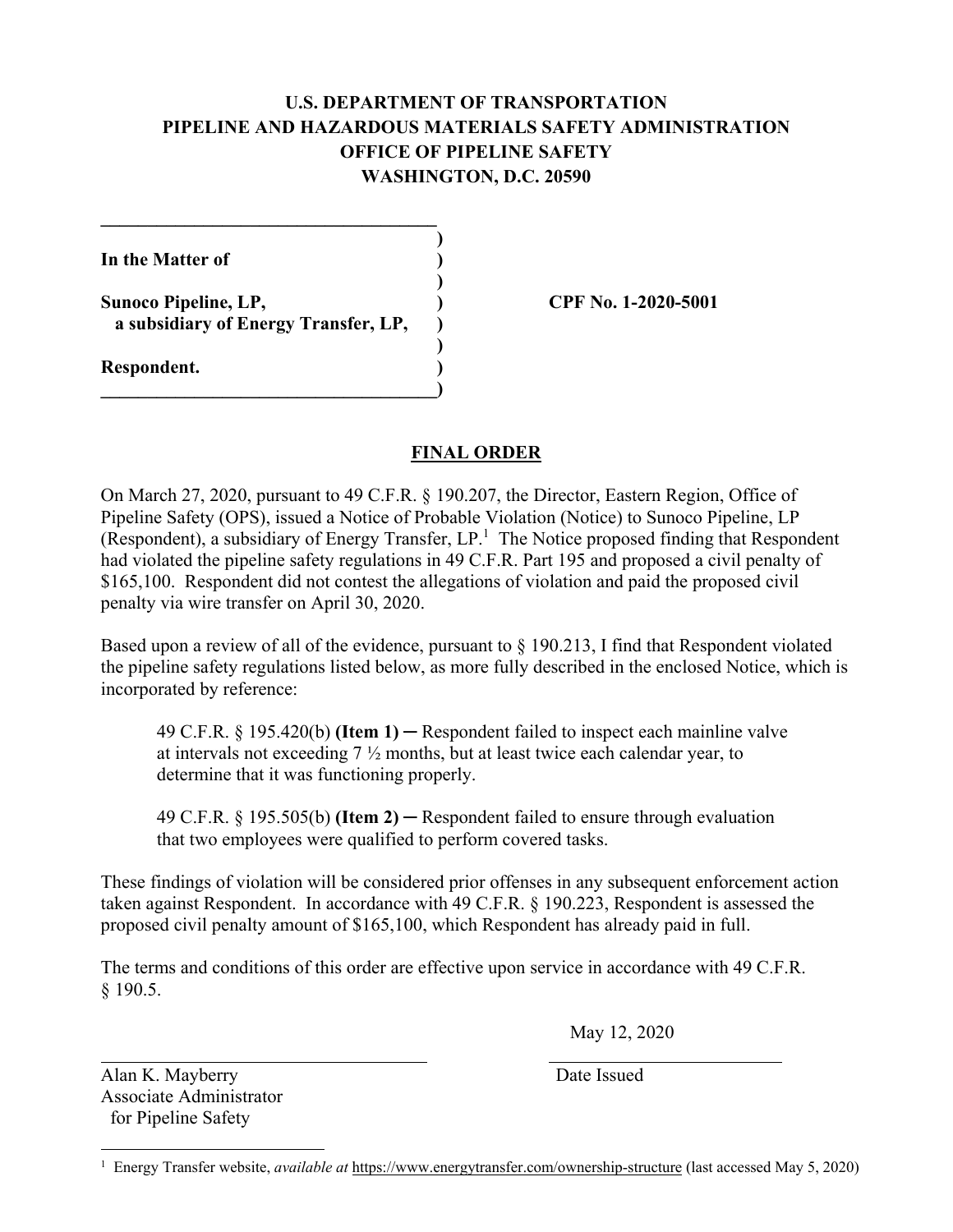**U.S. DEPARTMENT OF TRANSPORTATION**
**PIPELINE AND HAZARDOUS MATERIALS SAFETY ADMINISTRATION**
**OFFICE OF PIPELINE SAFETY**
**WASHINGTON, D.C. 20590**

| | |
|---|---|
| **In the Matter of** | |
| **Sunoco Pipeline, LP,** **a subsidiary of Energy Transfer, LP,** | **CPF No. 1-2020-5001** |
| **Respondent.** | |

## FINAL ORDER

On March 27, 2020, pursuant to 49 C.F.R. § 190.207, the Director, Eastern Region, Office of Pipeline Safety (OPS), issued a Notice of Probable Violation (Notice) to Sunoco Pipeline, LP (Respondent), a subsidiary of Energy Transfer, LP.[1] The Notice proposed finding that Respondent had violated the pipeline safety regulations in 49 C.F.R. Part 195 and proposed a civil penalty of $165,100. Respondent did not contest the allegations of violation and paid the proposed civil penalty via wire transfer on April 30, 2020.

Based upon a review of all of the evidence, pursuant to § 190.213, I find that Respondent violated the pipeline safety regulations listed below, as more fully described in the enclosed Notice, which is incorporated by reference:

> 49 C.F.R. § 195.420(b) **(Item 1)** ─ Respondent failed to inspect each mainline valve at intervals not exceeding 7 ½ months, but at least twice each calendar year, to determine that it was functioning properly.
>
> 49 C.F.R. § 195.505(b) **(Item 2)** ─ Respondent failed to ensure through evaluation that two employees were qualified to perform covered tasks.

These findings of violation will be considered prior offenses in any subsequent enforcement action taken against Respondent. In accordance with 49 C.F.R. § 190.223, Respondent is assessed the proposed civil penalty amount of $165,100, which Respondent has already paid in full.

The terms and conditions of this order are effective upon service in accordance with 49 C.F.R. § 190.5.

Alan K. Mayberry
Associate Administrator
for Pipeline Safety

May 12, 2020
Date Issued

[1] Energy Transfer website, *available at* https://www.energytransfer.com/ownership-structure (last accessed May 5, 2020)